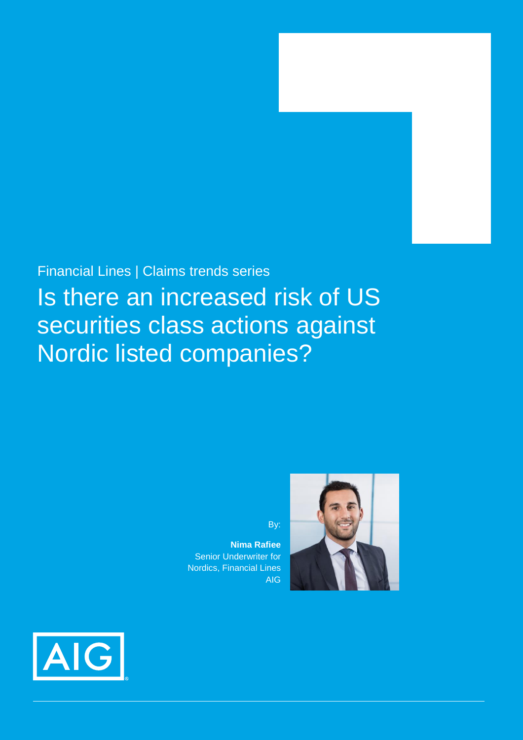Financial Lines | Claims trends series

# Is there an increased risk of US securities class actions against Nordic listed companies?

By:

**Nima Rafiee**
Senior Underwriter for Nordics, Financial Lines
AIG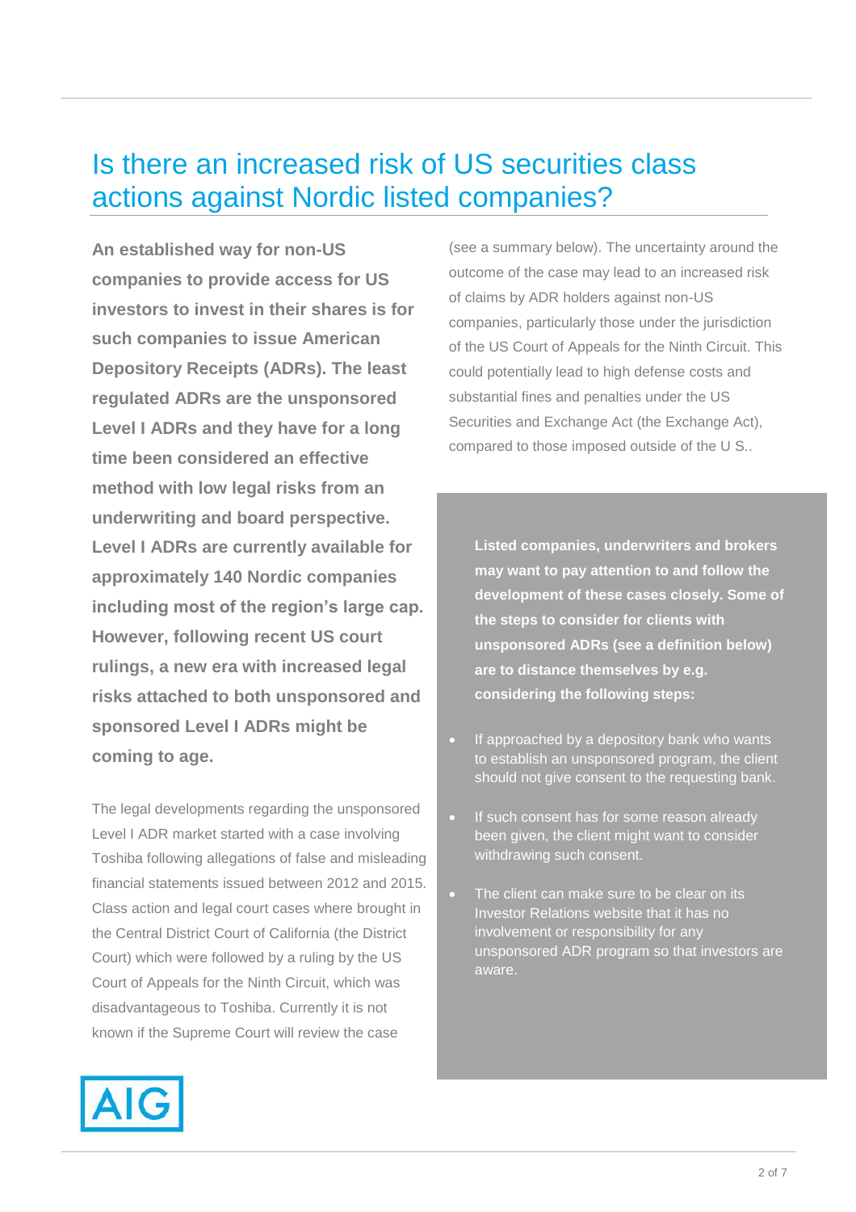# Is there an increased risk of US securities class actions against Nordic listed companies?

**An established way for non-US companies to provide access for US investors to invest in their shares is for such companies to issue American Depository Receipts (ADRs). The least regulated ADRs are the unsponsored Level I ADRs and they have for a long time been considered an effective method with low legal risks from an underwriting and board perspective. Level I ADRs are currently available for approximately 140 Nordic companies including most of the region's large cap. However, following recent US court rulings, a new era with increased legal risks attached to both unsponsored and sponsored Level I ADRs might be coming to age.**

The legal developments regarding the unsponsored Level I ADR market started with a case involving Toshiba following allegations of false and misleading financial statements issued between 2012 and 2015. Class action and legal court cases where brought in the Central District Court of California (the District Court) which were followed by a ruling by the US Court of Appeals for the Ninth Circuit, which was disadvantageous to Toshiba. Currently it is not known if the Supreme Court will review the case (see a summary below). The uncertainty around the outcome of the case may lead to an increased risk of claims by ADR holders against non-US companies, particularly those under the jurisdiction of the US Court of Appeals for the Ninth Circuit. This could potentially lead to high defense costs and substantial fines and penalties under the US Securities and Exchange Act (the Exchange Act), compared to those imposed outside of the U S..

**Listed companies, underwriters and brokers may want to pay attention to and follow the development of these cases closely. Some of the steps to consider for clients with unsponsored ADRs (see a definition below) are to distance themselves by e.g. considering the following steps:**

- If approached by a depository bank who wants to establish an unsponsored program, the client should not give consent to the requesting bank.
- If such consent has for some reason already been given, the client might want to consider withdrawing such consent.
- The client can make sure to be clear on its Investor Relations website that it has no involvement or responsibility for any unsponsored ADR program so that investors are aware.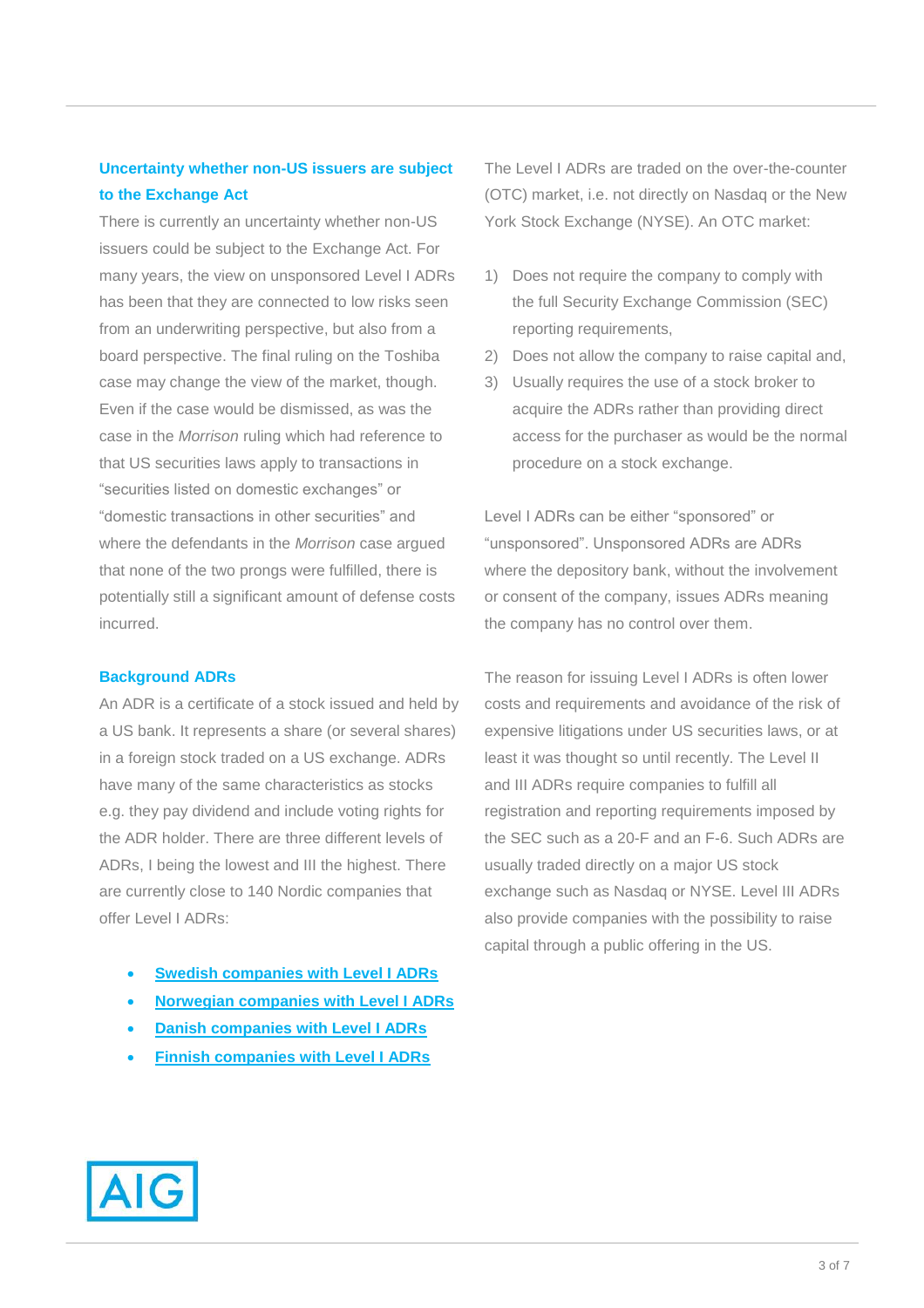## Uncertainty whether non-US issuers are subject to the Exchange Act

There is currently an uncertainty whether non-US issuers could be subject to the Exchange Act. For many years, the view on unsponsored Level I ADRs has been that they are connected to low risks seen from an underwriting perspective, but also from a board perspective. The final ruling on the Toshiba case may change the view of the market, though. Even if the case would be dismissed, as was the case in the *Morrison* ruling which had reference to that US securities laws apply to transactions in "securities listed on domestic exchanges" or "domestic transactions in other securities" and where the defendants in the *Morrison* case argued that none of the two prongs were fulfilled, there is potentially still a significant amount of defense costs incurred.

## Background ADRs

An ADR is a certificate of a stock issued and held by a US bank. It represents a share (or several shares) in a foreign stock traded on a US exchange. ADRs have many of the same characteristics as stocks e.g. they pay dividend and include voting rights for the ADR holder. There are three different levels of ADRs, I being the lowest and III the highest. There are currently close to 140 Nordic companies that offer Level I ADRs:

- **Swedish companies with Level I ADRs**
- **Norwegian companies with Level I ADRs**
- **Danish companies with Level I ADRs**
- **Finnish companies with Level I ADRs**

The Level I ADRs are traded on the over-the-counter (OTC) market, i.e. not directly on Nasdaq or the New York Stock Exchange (NYSE). An OTC market:

1) Does not require the company to comply with the full Security Exchange Commission (SEC) reporting requirements,
2) Does not allow the company to raise capital and,
3) Usually requires the use of a stock broker to acquire the ADRs rather than providing direct access for the purchaser as would be the normal procedure on a stock exchange.

Level I ADRs can be either "sponsored" or "unsponsored". Unsponsored ADRs are ADRs where the depository bank, without the involvement or consent of the company, issues ADRs meaning the company has no control over them.

The reason for issuing Level I ADRs is often lower costs and requirements and avoidance of the risk of expensive litigations under US securities laws, or at least it was thought so until recently. The Level II and III ADRs require companies to fulfill all registration and reporting requirements imposed by the SEC such as a 20-F and an F-6. Such ADRs are usually traded directly on a major US stock exchange such as Nasdaq or NYSE. Level III ADRs also provide companies with the possibility to raise capital through a public offering in the US.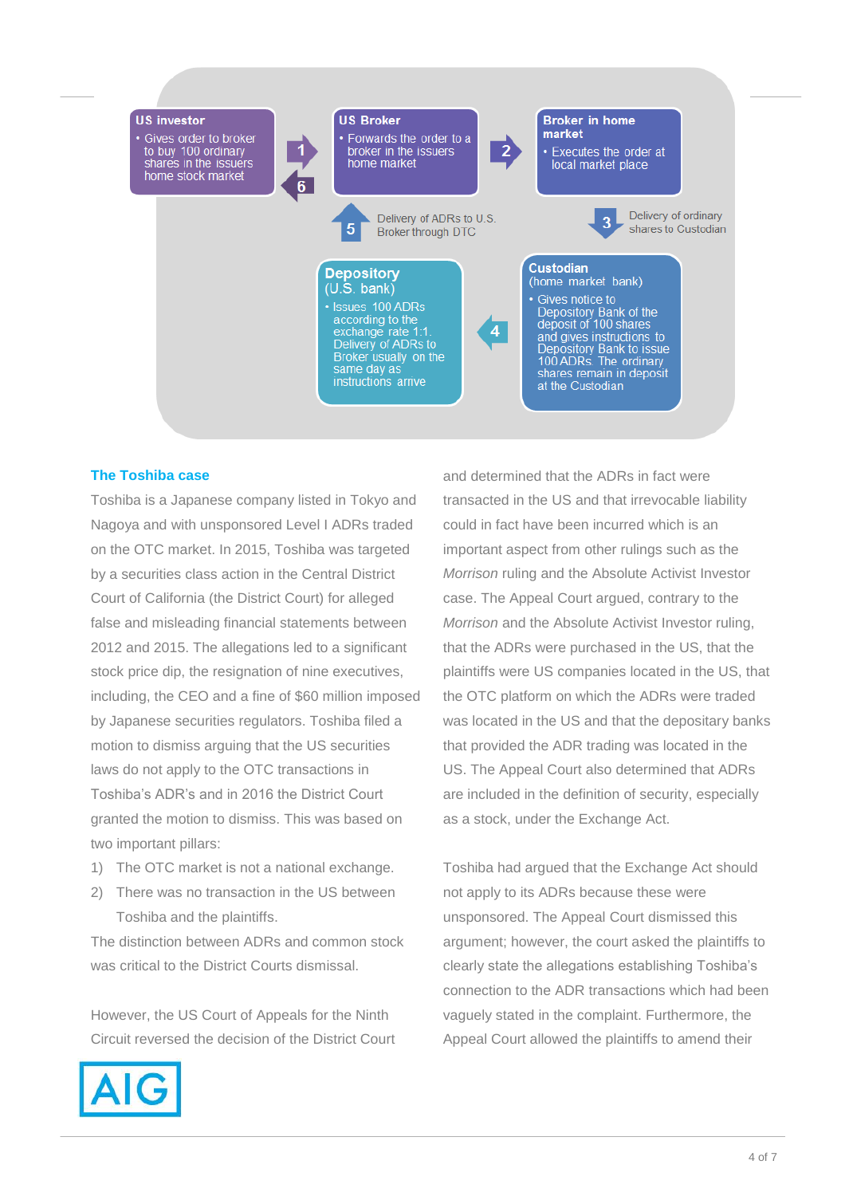**US investor**
- Gives order to broker to buy 100 ordinary shares in the issuers home stock market

**1** →

← **6**

**US Broker**
- Forwards the order to a broker in the issuers home market

**2** →

**Broker in home market**
- Executes the order at local market place

**3** Delivery of ordinary shares to Custodian

**Custodian** (home market bank)
- Gives notice to Depository Bank of the deposit of 100 shares and gives instructions to Depository Bank to issue 100 ADRs. The ordinary shares remain in deposit at the Custodian

← **4**

**Depository** (U.S. bank)
- Issues 100 ADRs according to the exchange rate 1:1. Delivery of ADRs to Broker usually on the same day as instructions arrive

**5** Delivery of ADRs to U.S. Broker through DTC

## The Toshiba case

Toshiba is a Japanese company listed in Tokyo and Nagoya and with unsponsored Level I ADRs traded on the OTC market. In 2015, Toshiba was targeted by a securities class action in the Central District Court of California (the District Court) for alleged false and misleading financial statements between 2012 and 2015. The allegations led to a significant stock price dip, the resignation of nine executives, including, the CEO and a fine of $60 million imposed by Japanese securities regulators. Toshiba filed a motion to dismiss arguing that the US securities laws do not apply to the OTC transactions in Toshiba's ADR's and in 2016 the District Court granted the motion to dismiss. This was based on two important pillars:

1) The OTC market is not a national exchange.
2) There was no transaction in the US between Toshiba and the plaintiffs.

The distinction between ADRs and common stock was critical to the District Courts dismissal.

However, the US Court of Appeals for the Ninth Circuit reversed the decision of the District Court and determined that the ADRs in fact were transacted in the US and that irrevocable liability could in fact have been incurred which is an important aspect from other rulings such as the *Morrison* ruling and the Absolute Activist Investor case. The Appeal Court argued, contrary to the *Morrison* and the Absolute Activist Investor ruling, that the ADRs were purchased in the US, that the plaintiffs were US companies located in the US, that the OTC platform on which the ADRs were traded was located in the US and that the depositary banks that provided the ADR trading was located in the US. The Appeal Court also determined that ADRs are included in the definition of security, especially as a stock, under the Exchange Act.

Toshiba had argued that the Exchange Act should not apply to its ADRs because these were unsponsored. The Appeal Court dismissed this argument; however, the court asked the plaintiffs to clearly state the allegations establishing Toshiba's connection to the ADR transactions which had been vaguely stated in the complaint. Furthermore, the Appeal Court allowed the plaintiffs to amend their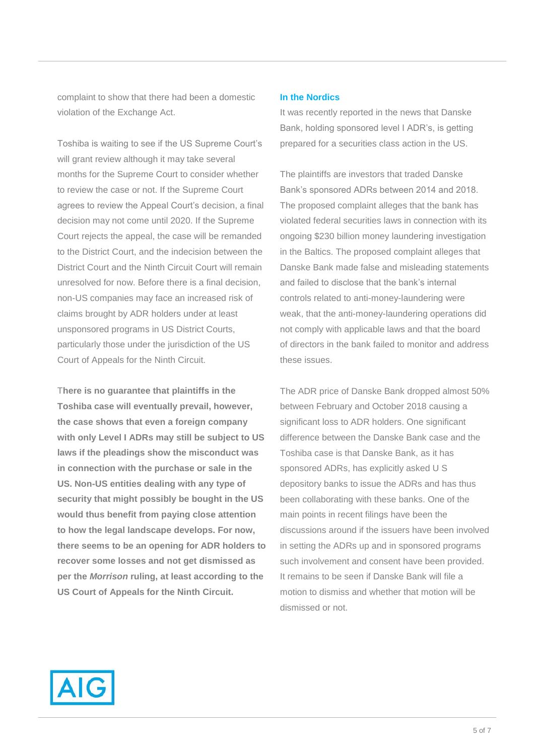complaint to show that there had been a domestic violation of the Exchange Act.

Toshiba is waiting to see if the US Supreme Court's will grant review although it may take several months for the Supreme Court to consider whether to review the case or not. If the Supreme Court agrees to review the Appeal Court's decision, a final decision may not come until 2020. If the Supreme Court rejects the appeal, the case will be remanded to the District Court, and the indecision between the District Court and the Ninth Circuit Court will remain unresolved for now. Before there is a final decision, non-US companies may face an increased risk of claims brought by ADR holders under at least unsponsored programs in US District Courts, particularly those under the jurisdiction of the US Court of Appeals for the Ninth Circuit.

**There is no guarantee that plaintiffs in the Toshiba case will eventually prevail, however, the case shows that even a foreign company with only Level I ADRs may still be subject to US laws if the pleadings show the misconduct was in connection with the purchase or sale in the US. Non-US entities dealing with any type of security that might possibly be bought in the US would thus benefit from paying close attention to how the legal landscape develops. For now, there seems to be an opening for ADR holders to recover some losses and not get dismissed as per the *Morrison* ruling, at least according to the US Court of Appeals for the Ninth Circuit.**

## In the Nordics

It was recently reported in the news that Danske Bank, holding sponsored level I ADR's, is getting prepared for a securities class action in the US.

The plaintiffs are investors that traded Danske Bank's sponsored ADRs between 2014 and 2018. The proposed complaint alleges that the bank has violated federal securities laws in connection with its ongoing $230 billion money laundering investigation in the Baltics. The proposed complaint alleges that Danske Bank made false and misleading statements and failed to disclose that the bank's internal controls related to anti-money-laundering were weak, that the anti-money-laundering operations did not comply with applicable laws and that the board of directors in the bank failed to monitor and address these issues.

The ADR price of Danske Bank dropped almost 50% between February and October 2018 causing a significant loss to ADR holders. One significant difference between the Danske Bank case and the Toshiba case is that Danske Bank, as it has sponsored ADRs, has explicitly asked U S depository banks to issue the ADRs and has thus been collaborating with these banks. One of the main points in recent filings have been the discussions around if the issuers have been involved in setting the ADRs up and in sponsored programs such involvement and consent have been provided. It remains to be seen if Danske Bank will file a motion to dismiss and whether that motion will be dismissed or not.

AIG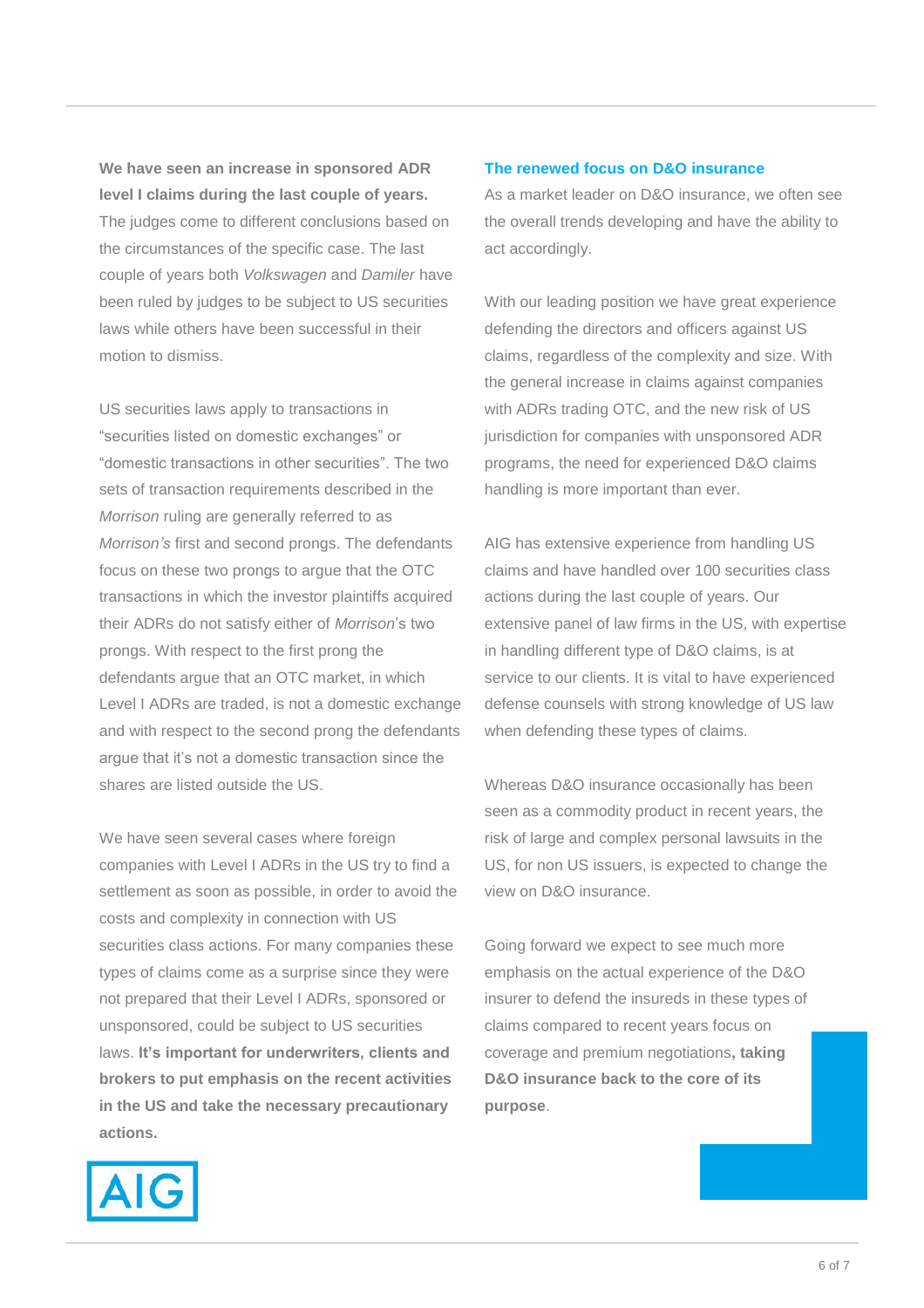**We have seen an increase in sponsored ADR level I claims during the last couple of years.** The judges come to different conclusions based on the circumstances of the specific case. The last couple of years both *Volkswagen* and *Damiler* have been ruled by judges to be subject to US securities laws while others have been successful in their motion to dismiss.

US securities laws apply to transactions in "securities listed on domestic exchanges" or "domestic transactions in other securities". The two sets of transaction requirements described in the *Morrison* ruling are generally referred to as *Morrison's* first and second prongs. The defendants focus on these two prongs to argue that the OTC transactions in which the investor plaintiffs acquired their ADRs do not satisfy either of *Morrison*'s two prongs. With respect to the first prong the defendants argue that an OTC market, in which Level I ADRs are traded, is not a domestic exchange and with respect to the second prong the defendants argue that it's not a domestic transaction since the shares are listed outside the US.

We have seen several cases where foreign companies with Level I ADRs in the US try to find a settlement as soon as possible, in order to avoid the costs and complexity in connection with US securities class actions. For many companies these types of claims come as a surprise since they were not prepared that their Level I ADRs, sponsored or unsponsored, could be subject to US securities laws. **It's important for underwriters, clients and brokers to put emphasis on the recent activities in the US and take the necessary precautionary actions.**

## The renewed focus on D&O insurance

As a market leader on D&O insurance, we often see the overall trends developing and have the ability to act accordingly.

With our leading position we have great experience defending the directors and officers against US claims, regardless of the complexity and size. With the general increase in claims against companies with ADRs trading OTC, and the new risk of US jurisdiction for companies with unsponsored ADR programs, the need for experienced D&O claims handling is more important than ever.

AIG has extensive experience from handling US claims and have handled over 100 securities class actions during the last couple of years. Our extensive panel of law firms in the US, with expertise in handling different type of D&O claims, is at service to our clients. It is vital to have experienced defense counsels with strong knowledge of US law when defending these types of claims.

Whereas D&O insurance occasionally has been seen as a commodity product in recent years, the risk of large and complex personal lawsuits in the US, for non US issuers, is expected to change the view on D&O insurance.

Going forward we expect to see much more emphasis on the actual experience of the D&O insurer to defend the insureds in these types of claims compared to recent years focus on coverage and premium negotiations**, taking D&O insurance back to the core of its purpose**.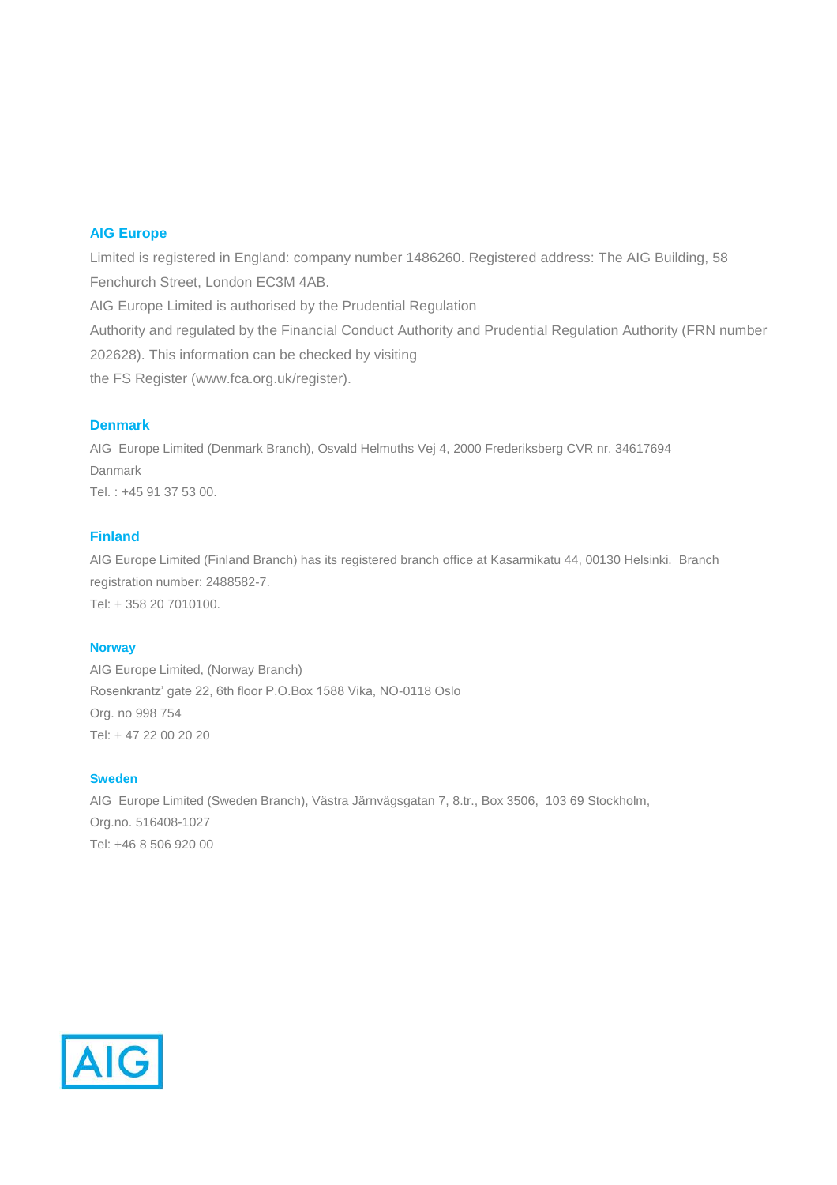## AIG Europe

Limited is registered in England: company number 1486260. Registered address: The AIG Building, 58 Fenchurch Street, London EC3M 4AB.
AIG Europe Limited is authorised by the Prudential Regulation
Authority and regulated by the Financial Conduct Authority and Prudential Regulation Authority (FRN number 202628). This information can be checked by visiting
the FS Register (www.fca.org.uk/register).

### Denmark

AIG Europe Limited (Denmark Branch), Osvald Helmuths Vej 4, 2000 Frederiksberg CVR nr. 34617694
Danmark
Tel. : +45 91 37 53 00.

### Finland

AIG Europe Limited (Finland Branch) has its registered branch office at Kasarmikatu 44, 00130 Helsinki. Branch registration number: 2488582-7.
Tel: + 358 20 7010100.

### Norway

AIG Europe Limited, (Norway Branch)
Rosenkrantz' gate 22, 6th floor P.O.Box 1588 Vika, NO-0118 Oslo
Org. no 998 754
Tel: + 47 22 00 20 20

### Sweden

AIG Europe Limited (Sweden Branch), Västra Järnvägsgatan 7, 8.tr., Box 3506, 103 69 Stockholm,
Org.no. 516408-1027
Tel: +46 8 506 920 00

AIG